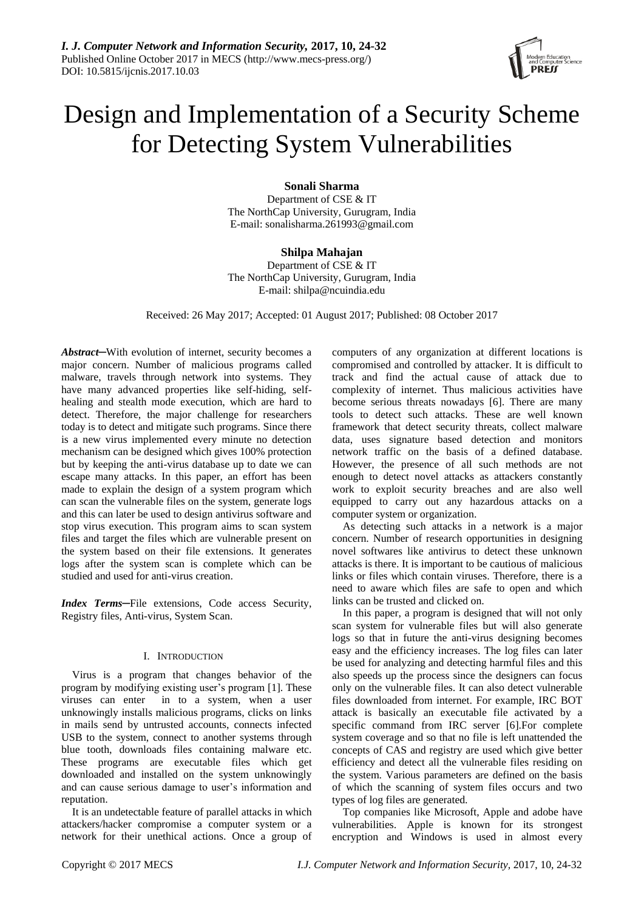# Design and Implementation of a Security Scheme for Detecting System Vulnerabilities

**Sonali Sharma**
Department of CSE & IT
The NorthCap University, Gurugram, India
E-mail: sonalisharma.261993@gmail.com

**Shilpa Mahajan**
Department of CSE & IT
The NorthCap University, Gurugram, India
E-mail: shilpa@ncuindia.edu

Received: 26 May 2017; Accepted: 01 August 2017; Published: 08 October 2017

***Abstract*—**With evolution of internet, security becomes a major concern. Number of malicious programs called malware, travels through network into systems. They have many advanced properties like self-hiding, self-healing and stealth mode execution, which are hard to detect. Therefore, the major challenge for researchers today is to detect and mitigate such programs. Since there is a new virus implemented every minute no detection mechanism can be designed which gives 100% protection but by keeping the anti-virus database up to date we can escape many attacks. In this paper, an effort has been made to explain the design of a system program which can scan the vulnerable files on the system, generate logs and this can later be used to design antivirus software and stop virus execution. This program aims to scan system files and target the files which are vulnerable present on the system based on their file extensions. It generates logs after the system scan is complete which can be studied and used for anti-virus creation.

***Index Terms*—**File extensions, Code access Security, Registry files, Anti-virus, System Scan.

## I. Introduction

Virus is a program that changes behavior of the program by modifying existing user's program [1]. These viruses can enter in to a system, when a user unknowingly installs malicious programs, clicks on links in mails send by untrusted accounts, connects infected USB to the system, connect to another systems through blue tooth, downloads files containing malware etc. These programs are executable files which get downloaded and installed on the system unknowingly and can cause serious damage to user's information and reputation.

It is an undetectable feature of parallel attacks in which attackers/hacker compromise a computer system or a network for their unethical actions. Once a group of computers of any organization at different locations is compromised and controlled by attacker. It is difficult to track and find the actual cause of attack due to complexity of internet. Thus malicious activities have become serious threats nowadays [6]. There are many tools to detect such attacks. These are well known framework that detect security threats, collect malware data, uses signature based detection and monitors network traffic on the basis of a defined database. However, the presence of all such methods are not enough to detect novel attacks as attackers constantly work to exploit security breaches and are also well equipped to carry out any hazardous attacks on a computer system or organization.

As detecting such attacks in a network is a major concern. Number of research opportunities in designing novel softwares like antivirus to detect these unknown attacks is there. It is important to be cautious of malicious links or files which contain viruses. Therefore, there is a need to aware which files are safe to open and which links can be trusted and clicked on.

In this paper, a program is designed that will not only scan system for vulnerable files but will also generate logs so that in future the anti-virus designing becomes easy and the efficiency increases. The log files can later be used for analyzing and detecting harmful files and this also speeds up the process since the designers can focus only on the vulnerable files. It can also detect vulnerable files downloaded from internet. For example, IRC BOT attack is basically an executable file activated by a specific command from IRC server [6].For complete system coverage and so that no file is left unattended the concepts of CAS and registry are used which give better efficiency and detect all the vulnerable files residing on the system. Various parameters are defined on the basis of which the scanning of system files occurs and two types of log files are generated.

Top companies like Microsoft, Apple and adobe have vulnerabilities. Apple is known for its strongest encryption and Windows is used in almost every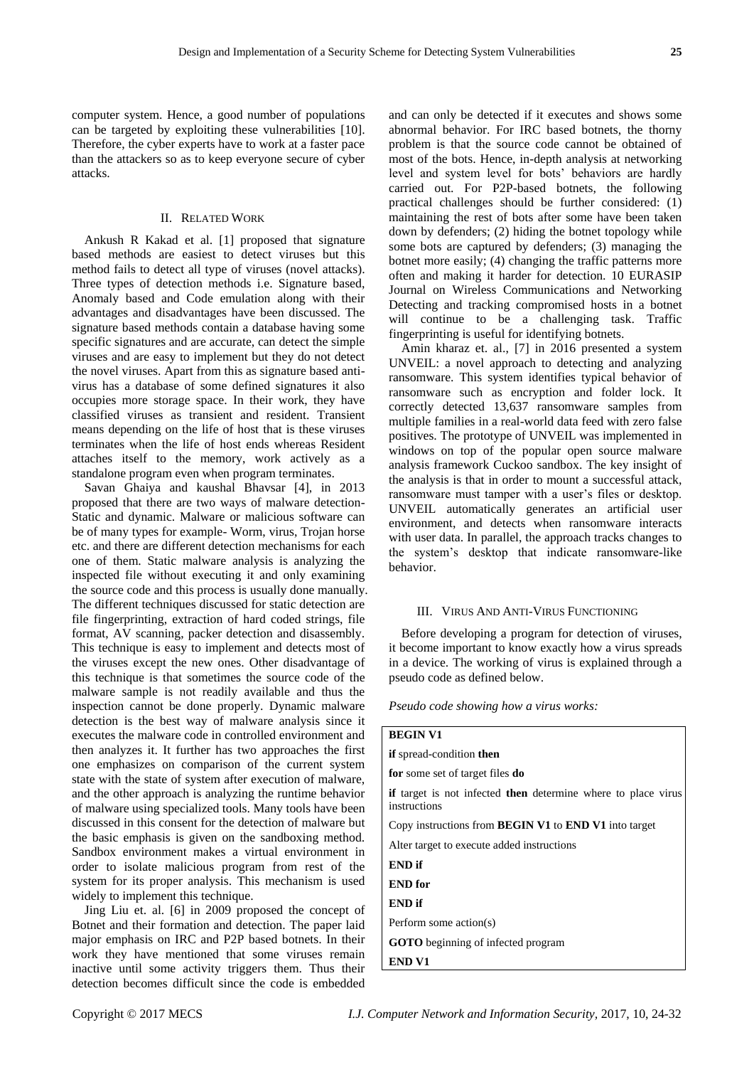computer system. Hence, a good number of populations can be targeted by exploiting these vulnerabilities [10]. Therefore, the cyber experts have to work at a faster pace than the attackers so as to keep everyone secure of cyber attacks.

## II. Related Work

Ankush R Kakad et al. [1] proposed that signature based methods are easiest to detect viruses but this method fails to detect all type of viruses (novel attacks). Three types of detection methods i.e. Signature based, Anomaly based and Code emulation along with their advantages and disadvantages have been discussed. The signature based methods contain a database having some specific signatures and are accurate, can detect the simple viruses and are easy to implement but they do not detect the novel viruses. Apart from this as signature based anti-virus has a database of some defined signatures it also occupies more storage space. In their work, they have classified viruses as transient and resident. Transient means depending on the life of host that is these viruses terminates when the life of host ends whereas Resident attaches itself to the memory, work actively as a standalone program even when program terminates.

Savan Ghaiya and kaushal Bhavsar [4], in 2013 proposed that there are two ways of malware detection- Static and dynamic. Malware or malicious software can be of many types for example- Worm, virus, Trojan horse etc. and there are different detection mechanisms for each one of them. Static malware analysis is analyzing the inspected file without executing it and only examining the source code and this process is usually done manually. The different techniques discussed for static detection are file fingerprinting, extraction of hard coded strings, file format, AV scanning, packer detection and disassembly. This technique is easy to implement and detects most of the viruses except the new ones. Other disadvantage of this technique is that sometimes the source code of the malware sample is not readily available and thus the inspection cannot be done properly. Dynamic malware detection is the best way of malware analysis since it executes the malware code in controlled environment and then analyzes it. It further has two approaches the first one emphasizes on comparison of the current system state with the state of system after execution of malware, and the other approach is analyzing the runtime behavior of malware using specialized tools. Many tools have been discussed in this consent for the detection of malware but the basic emphasis is given on the sandboxing method. Sandbox environment makes a virtual environment in order to isolate malicious program from rest of the system for its proper analysis. This mechanism is used widely to implement this technique.

Jing Liu et. al. [6] in 2009 proposed the concept of Botnet and their formation and detection. The paper laid major emphasis on IRC and P2P based botnets. In their work they have mentioned that some viruses remain inactive until some activity triggers them. Thus their detection becomes difficult since the code is embedded and can only be detected if it executes and shows some abnormal behavior. For IRC based botnets, the thorny problem is that the source code cannot be obtained of most of the bots. Hence, in-depth analysis at networking level and system level for bots' behaviors are hardly carried out. For P2P-based botnets, the following practical challenges should be further considered: (1) maintaining the rest of bots after some have been taken down by defenders; (2) hiding the botnet topology while some bots are captured by defenders; (3) managing the botnet more easily; (4) changing the traffic patterns more often and making it harder for detection. 10 EURASIP Journal on Wireless Communications and Networking Detecting and tracking compromised hosts in a botnet will continue to be a challenging task. Traffic fingerprinting is useful for identifying botnets.

Amin kharaz et. al., [7] in 2016 presented a system UNVEIL: a novel approach to detecting and analyzing ransomware. This system identifies typical behavior of ransomware such as encryption and folder lock. It correctly detected 13,637 ransomware samples from multiple families in a real-world data feed with zero false positives. The prototype of UNVEIL was implemented in windows on top of the popular open source malware analysis framework Cuckoo sandbox. The key insight of the analysis is that in order to mount a successful attack, ransomware must tamper with a user's files or desktop. UNVEIL automatically generates an artificial user environment, and detects when ransomware interacts with user data. In parallel, the approach tracks changes to the system's desktop that indicate ransomware-like behavior.

## III. Virus And Anti-Virus Functioning

Before developing a program for detection of viruses, it become important to know exactly how a virus spreads in a device. The working of virus is explained through a pseudo code as defined below.

*Pseudo code showing how a virus works:*

```
BEGIN V1
if spread-condition then
for some set of target files do
if target is not infected then determine where to place virus instructions
Copy instructions from BEGIN V1 to END V1 into target
Alter target to execute added instructions
END if
END for
END if
Perform some action(s)
GOTO beginning of infected program
END V1
```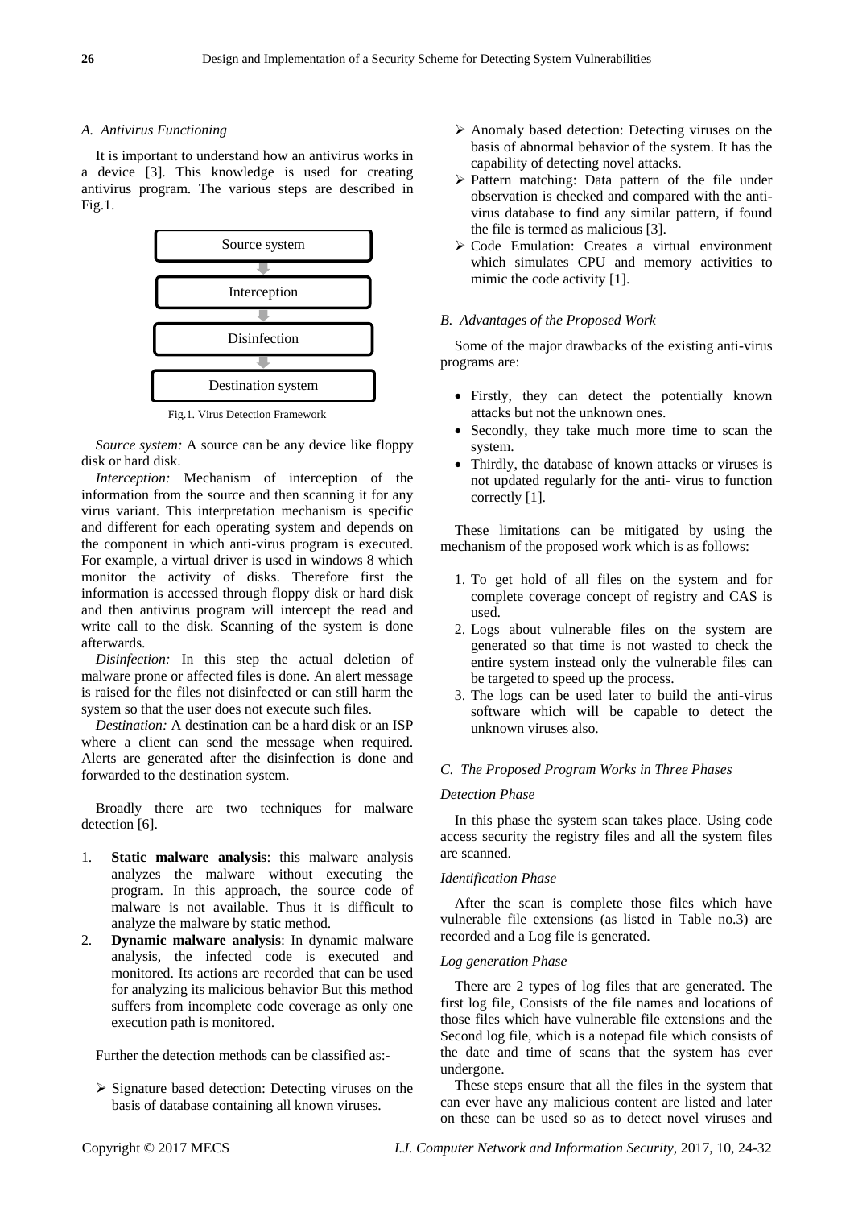### A. Antivirus Functioning

It is important to understand how an antivirus works in a device [3]. This knowledge is used for creating antivirus program. The various steps are described in Fig.1.

Source system

Interception

Disinfection

Destination system

Fig.1. Virus Detection Framework

*Source system:* A source can be any device like floppy disk or hard disk.

*Interception:* Mechanism of interception of the information from the source and then scanning it for any virus variant. This interpretation mechanism is specific and different for each operating system and depends on the component in which anti-virus program is executed. For example, a virtual driver is used in windows 8 which monitor the activity of disks. Therefore first the information is accessed through floppy disk or hard disk and then antivirus program will intercept the read and write call to the disk. Scanning of the system is done afterwards.

*Disinfection:* In this step the actual deletion of malware prone or affected files is done. An alert message is raised for the files not disinfected or can still harm the system so that the user does not execute such files.

*Destination:* A destination can be a hard disk or an ISP where a client can send the message when required. Alerts are generated after the disinfection is done and forwarded to the destination system.

Broadly there are two techniques for malware detection [6].

1. **Static malware analysis**: this malware analysis analyzes the malware without executing the program. In this approach, the source code of malware is not available. Thus it is difficult to analyze the malware by static method.
2. **Dynamic malware analysis**: In dynamic malware analysis, the infected code is executed and monitored. Its actions are recorded that can be used for analyzing its malicious behavior But this method suffers from incomplete code coverage as only one execution path is monitored.

Further the detection methods can be classified as:-

- Signature based detection: Detecting viruses on the basis of database containing all known viruses.
- Anomaly based detection: Detecting viruses on the basis of abnormal behavior of the system. It has the capability of detecting novel attacks.
- Pattern matching: Data pattern of the file under observation is checked and compared with the anti-virus database to find any similar pattern, if found the file is termed as malicious [3].
- Code Emulation: Creates a virtual environment which simulates CPU and memory activities to mimic the code activity [1].

### B. Advantages of the Proposed Work

Some of the major drawbacks of the existing anti-virus programs are:

- Firstly, they can detect the potentially known attacks but not the unknown ones.
- Secondly, they take much more time to scan the system.
- Thirdly, the database of known attacks or viruses is not updated regularly for the anti- virus to function correctly [1].

These limitations can be mitigated by using the mechanism of the proposed work which is as follows:

1. To get hold of all files on the system and for complete coverage concept of registry and CAS is used.
2. Logs about vulnerable files on the system are generated so that time is not wasted to check the entire system instead only the vulnerable files can be targeted to speed up the process.
3. The logs can be used later to build the anti-virus software which will be capable to detect the unknown viruses also.

### C. The Proposed Program Works in Three Phases

*Detection Phase*

In this phase the system scan takes place. Using code access security the registry files and all the system files are scanned.

*Identification Phase*

After the scan is complete those files which have vulnerable file extensions (as listed in Table no.3) are recorded and a Log file is generated.

*Log generation Phase*

There are 2 types of log files that are generated. The first log file, Consists of the file names and locations of those files which have vulnerable file extensions and the Second log file, which is a notepad file which consists of the date and time of scans that the system has ever undergone.

These steps ensure that all the files in the system that can ever have any malicious content are listed and later on these can be used so as to detect novel viruses and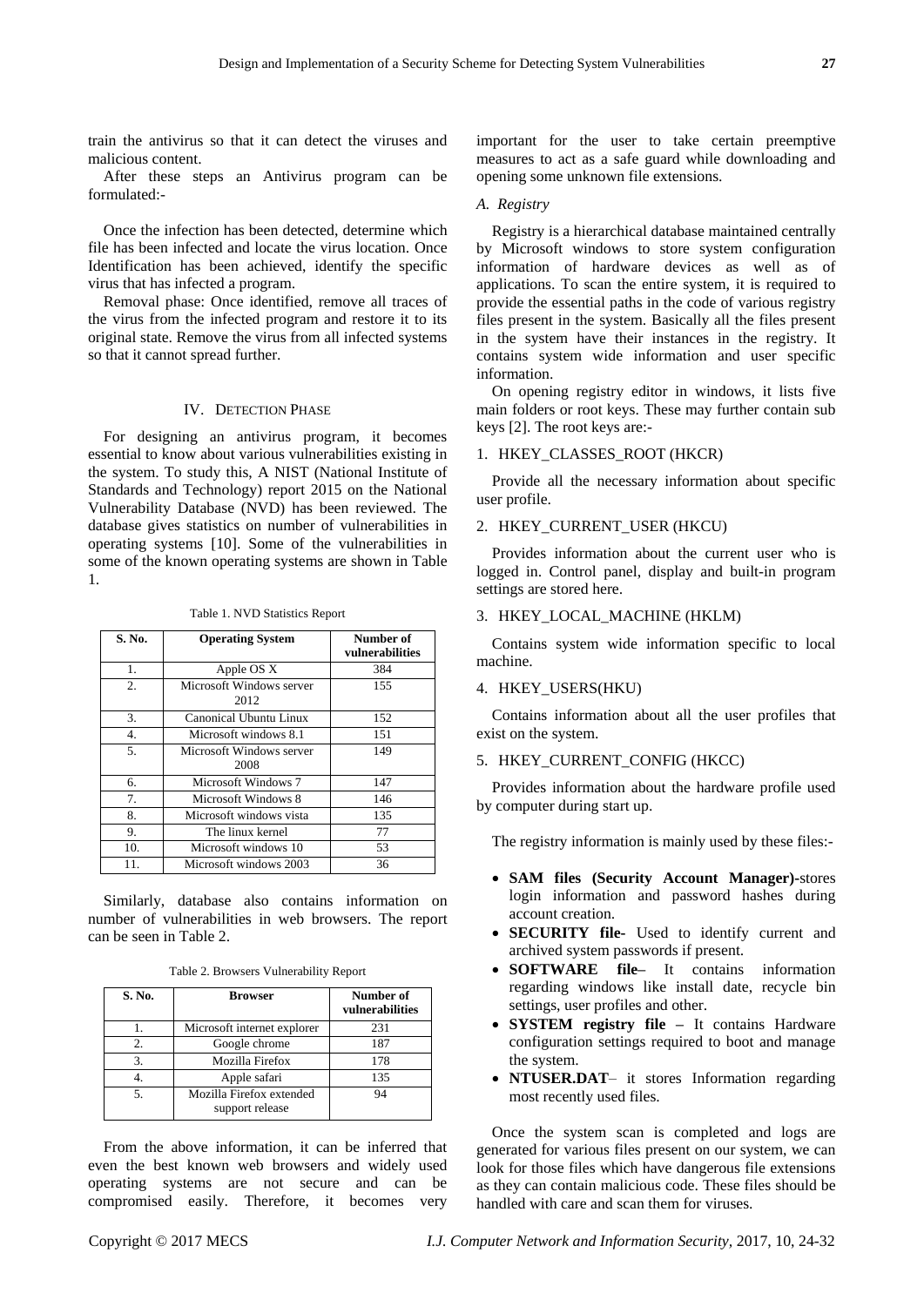train the antivirus so that it can detect the viruses and malicious content.

After these steps an Antivirus program can be formulated:-

Once the infection has been detected, determine which file has been infected and locate the virus location. Once Identification has been achieved, identify the specific virus that has infected a program.

Removal phase: Once identified, remove all traces of the virus from the infected program and restore it to its original state. Remove the virus from all infected systems so that it cannot spread further.

## IV. Detection Phase

For designing an antivirus program, it becomes essential to know about various vulnerabilities existing in the system. To study this, A NIST (National Institute of Standards and Technology) report 2015 on the National Vulnerability Database (NVD) has been reviewed. The database gives statistics on number of vulnerabilities in operating systems [10]. Some of the vulnerabilities in some of the known operating systems are shown in Table 1.

Table 1. NVD Statistics Report

| S. No. | Operating System | Number of vulnerabilities |
|---|---|---|
| 1. | Apple OS X | 384 |
| 2. | Microsoft Windows server 2012 | 155 |
| 3. | Canonical Ubuntu Linux | 152 |
| 4. | Microsoft windows 8.1 | 151 |
| 5. | Microsoft Windows server 2008 | 149 |
| 6. | Microsoft Windows 7 | 147 |
| 7. | Microsoft Windows 8 | 146 |
| 8. | Microsoft windows vista | 135 |
| 9. | The linux kernel | 77 |
| 10. | Microsoft windows 10 | 53 |
| 11. | Microsoft windows 2003 | 36 |

Similarly, database also contains information on number of vulnerabilities in web browsers. The report can be seen in Table 2.

Table 2. Browsers Vulnerability Report

| S. No. | Browser | Number of vulnerabilities |
|---|---|---|
| 1. | Microsoft internet explorer | 231 |
| 2. | Google chrome | 187 |
| 3. | Mozilla Firefox | 178 |
| 4. | Apple safari | 135 |
| 5. | Mozilla Firefox extended support release | 94 |

From the above information, it can be inferred that even the best known web browsers and widely used operating systems are not secure and can be compromised easily. Therefore, it becomes very important for the user to take certain preemptive measures to act as a safe guard while downloading and opening some unknown file extensions.

### *A. Registry*

Registry is a hierarchical database maintained centrally by Microsoft windows to store system configuration information of hardware devices as well as of applications. To scan the entire system, it is required to provide the essential paths in the code of various registry files present in the system. Basically all the files present in the system have their instances in the registry. It contains system wide information and user specific information.

On opening registry editor in windows, it lists five main folders or root keys. These may further contain sub keys [2]. The root keys are:-

1. HKEY_CLASSES_ROOT (HKCR)

Provide all the necessary information about specific user profile.

2. HKEY_CURRENT_USER (HKCU)

Provides information about the current user who is logged in. Control panel, display and built-in program settings are stored here.

3. HKEY_LOCAL_MACHINE (HKLM)

Contains system wide information specific to local machine.

4. HKEY_USERS(HKU)

Contains information about all the user profiles that exist on the system.

5. HKEY_CURRENT_CONFIG (HKCC)

Provides information about the hardware profile used by computer during start up.

The registry information is mainly used by these files:-

- **SAM files (Security Account Manager)-**stores login information and password hashes during account creation.
- **SECURITY file-** Used to identify current and archived system passwords if present.
- **SOFTWARE file–** It contains information regarding windows like install date, recycle bin settings, user profiles and other.
- **SYSTEM registry file –** It contains Hardware configuration settings required to boot and manage the system.
- **NTUSER.DAT**– it stores Information regarding most recently used files.

Once the system scan is completed and logs are generated for various files present on our system, we can look for those files which have dangerous file extensions as they can contain malicious code. These files should be handled with care and scan them for viruses.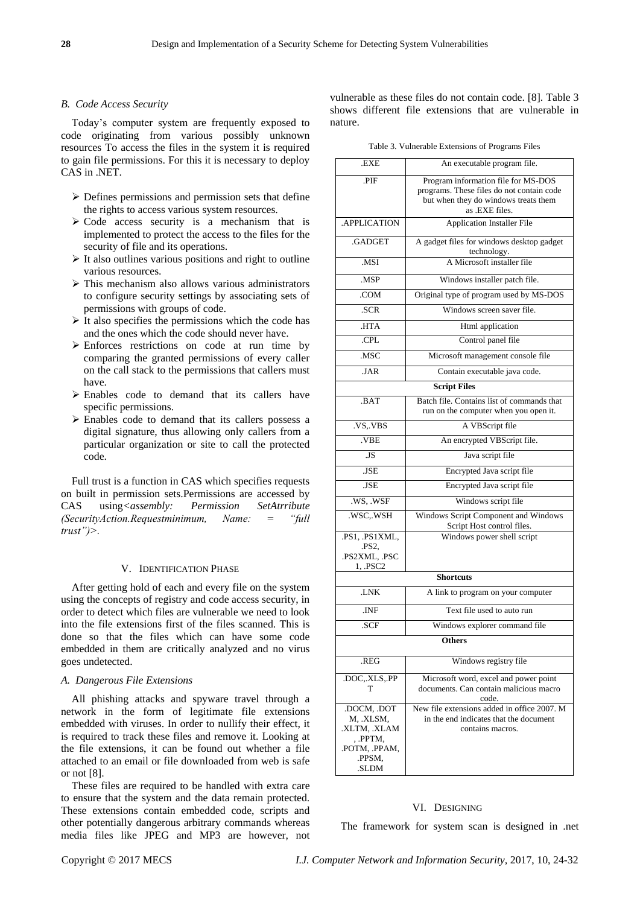### B. Code Access Security

Today's computer system are frequently exposed to code originating from various possibly unknown resources To access the files in the system it is required to gain file permissions. For this it is necessary to deploy CAS in .NET.

- Defines permissions and permission sets that define the rights to access various system resources.
- Code access security is a mechanism that is implemented to protect the access to the files for the security of file and its operations.
- It also outlines various positions and right to outline various resources.
- This mechanism also allows various administrators to configure security settings by associating sets of permissions with groups of code.
- It also specifies the permissions which the code has and the ones which the code should never have.
- Enforces restrictions on code at run time by comparing the granted permissions of every caller on the call stack to the permissions that callers must have.
- Enables code to demand that its callers have specific permissions.
- Enables code to demand that its callers possess a digital signature, thus allowing only callers from a particular organization or site to call the protected code.

Full trust is a function in CAS which specifies requests on built in permission sets.Permissions are accessed by CAS using*<assembly: Permission SetAtrribute (SecurityAction.Requestminimum, Name: = "full trust")>.*

## V. Identification Phase

After getting hold of each and every file on the system using the concepts of registry and code access security, in order to detect which files are vulnerable we need to look into the file extensions first of the files scanned. This is done so that the files which can have some code embedded in them are critically analyzed and no virus goes undetected.

### A. Dangerous File Extensions

All phishing attacks and spyware travel through a network in the form of legitimate file extensions embedded with viruses. In order to nullify their effect, it is required to track these files and remove it. Looking at the file extensions, it can be found out whether a file attached to an email or file downloaded from web is safe or not [8].

These files are required to be handled with extra care to ensure that the system and the data remain protected. These extensions contain embedded code, scripts and other potentially dangerous arbitrary commands whereas media files like JPEG and MP3 are however, not vulnerable as these files do not contain code. [8]. Table 3 shows different file extensions that are vulnerable in nature.

Table 3. Vulnerable Extensions of Programs Files

| | |
|---|---|
| .EXE | An executable program file. |
| .PIF | Program information file for MS-DOS programs. These files do not contain code but when they do windows treats them as .EXE files. |
| .APPLICATION | Application Installer File |
| .GADGET | A gadget files for windows desktop gadget technology. |
| .MSI | A Microsoft installer file |
| .MSP | Windows installer patch file. |
| .COM | Original type of program used by MS-DOS |
| .SCR | Windows screen saver file. |
| .HTA | Html application |
| .CPL | Control panel file |
| .MSC | Microsoft management console file |
| .JAR | Contain executable java code. |
| **Script Files** | |
| .BAT | Batch file. Contains list of commands that run on the computer when you open it. |
| .VS,.VBS | A VBScript file |
| .VBE | An encrypted VBScript file. |
| .JS | Java script file |
| .JSE | Encrypted Java script file |
| .JSE | Encrypted Java script file |
| .WS, .WSF | Windows script file |
| .WSC,.WSH | Windows Script Component and Windows Script Host control files. |
| .PS1, .PS1XML, .PS2, .PS2XML, .PSC1, .PSC2 | Windows power shell script |
| **Shortcuts** | |
| .LNK | A link to program on your computer |
| .INF | Text file used to auto run |
| .SCF | Windows explorer command file |
| **Others** | |
| .REG | Windows registry file |
| .DOC,.XLS,.PPT | Microsoft word, excel and power point documents. Can contain malicious macro code. |
| .DOCM, .DOTM, .XLSM, .XLTM, .XLAM, .PPTM, .POTM, .PPAM, .PPSM, .SLDM | New file extensions added in office 2007. M in the end indicates that the document contains macros. |

## VI. Designing

The framework for system scan is designed in .net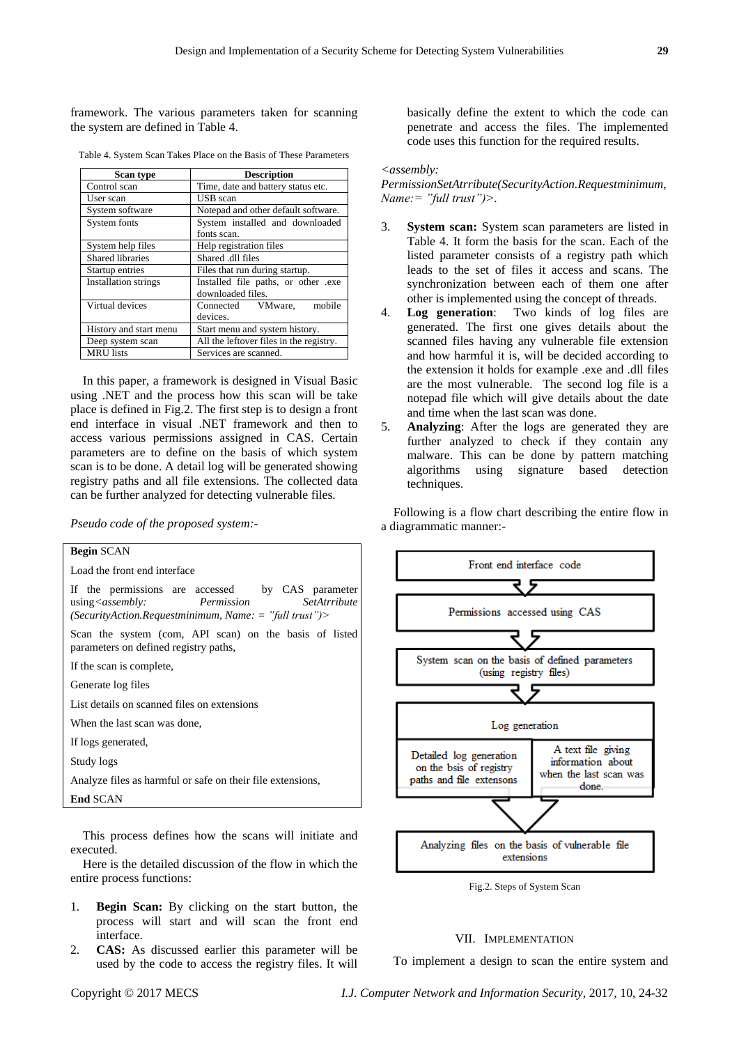framework. The various parameters taken for scanning the system are defined in Table 4.

Table 4. System Scan Takes Place on the Basis of These Parameters

| Scan type | Description |
|---|---|
| Control scan | Time, date and battery status etc. |
| User scan | USB scan |
| System software | Notepad and other default software. |
| System fonts | System installed and downloaded fonts scan. |
| System help files | Help registration files |
| Shared libraries | Shared .dll files |
| Startup entries | Files that run during startup. |
| Installation strings | Installed file paths, or other .exe downloaded files. |
| Virtual devices | Connected VMware, mobile devices. |
| History and start menu | Start menu and system history. |
| Deep system scan | All the leftover files in the registry. |
| MRU lists | Services are scanned. |

In this paper, a framework is designed in Visual Basic using .NET and the process how this scan will be take place is defined in Fig.2. The first step is to design a front end interface in visual .NET framework and then to access various permissions assigned in CAS. Certain parameters are to define on the basis of which system scan is to be done. A detail log will be generated showing registry paths and all file extensions. The collected data can be further analyzed for detecting vulnerable files.

*Pseudo code of the proposed system:-*

```
Begin SCAN
Load the front end interface
If the permissions are accessed by CAS parameter using<assembly: Permission SetAtrribute (SecurityAction.Requestminimum, Name: = "full trust")>
Scan the system (com, API scan) on the basis of listed parameters on defined registry paths,
If the scan is complete,
Generate log files
List details on scanned files on extensions
When the last scan was done,
If logs generated,
Study logs
Analyze files as harmful or safe on their file extensions,
End SCAN
```

This process defines how the scans will initiate and executed.

Here is the detailed discussion of the flow in which the entire process functions:

1. **Begin Scan:** By clicking on the start button, the process will start and will scan the front end interface.
2. **CAS:** As discussed earlier this parameter will be used by the code to access the registry files. It will basically define the extent to which the code can penetrate and access the files. The implemented code uses this function for the required results.

*<assembly: PermissionSetAtrribute(SecurityAction.Requestminimum, Name:= "full trust")>.*

3. **System scan:** System scan parameters are listed in Table 4. It form the basis for the scan. Each of the listed parameter consists of a registry path which leads to the set of files it access and scans. The synchronization between each of them one after other is implemented using the concept of threads.
4. **Log generation**: Two kinds of log files are generated. The first one gives details about the scanned files having any vulnerable file extension and how harmful it is, will be decided according to the extension it holds for example .exe and .dll files are the most vulnerable. The second log file is a notepad file which will give details about the date and time when the last scan was done.
5. **Analyzing**: After the logs are generated they are further analyzed to check if they contain any malware. This can be done by pattern matching algorithms using signature based detection techniques.

Following is a flow chart describing the entire flow in a diagrammatic manner:-

Front end interface code → Permissions accessed using CAS → System scan on the basis of defined parameters (using registry files) → Log generation [Detailed log generation on the bsis of registry paths and file extensons | A text file giving information about when the last scan was done.] → Analyzing files on the basis of vulnerable file extensions

Fig.2. Steps of System Scan

## VII. Implementation

To implement a design to scan the entire system and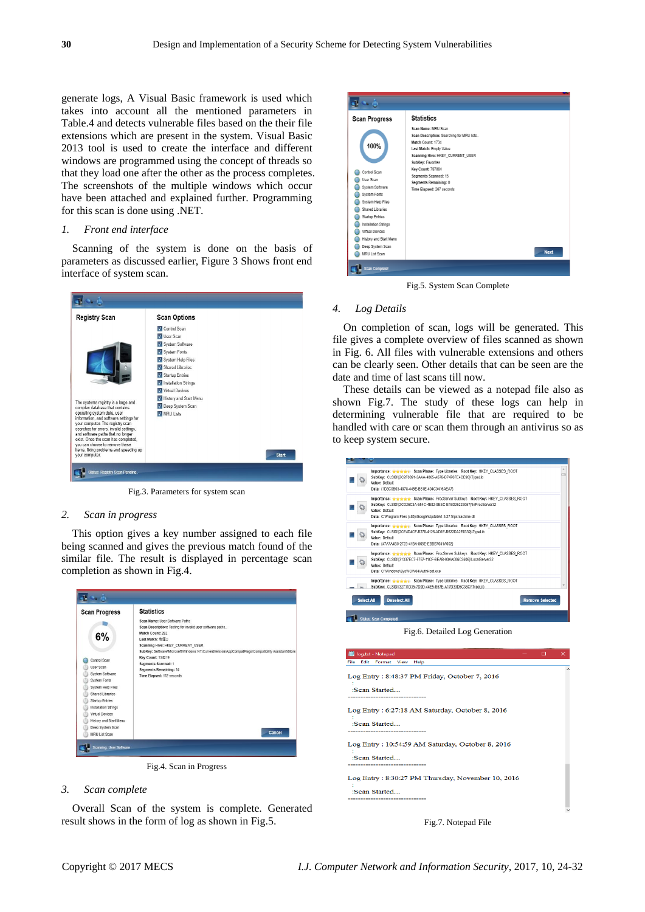generate logs, A Visual Basic framework is used which takes into account all the mentioned parameters in Table.4 and detects vulnerable files based on the their file extensions which are present in the system. Visual Basic 2013 tool is used to create the interface and different windows are programmed using the concept of threads so that they load one after the other as the process completes. The screenshots of the multiple windows which occur have been attached and explained further. Programming for this scan is done using .NET.

### 1. *Front end interface*

Scanning of the system is done on the basis of parameters as discussed earlier, Figure 3 Shows front end interface of system scan.

Fig.3. Parameters for system scan

### 2. *Scan in progress*

This option gives a key number assigned to each file being scanned and gives the previous match found of the similar file. The result is displayed in percentage scan completion as shown in Fig.4.

Fig.4. Scan in Progress

### 3. *Scan complete*

Overall Scan of the system is complete. Generated result shows in the form of log as shown in Fig.5.

Fig.5. System Scan Complete

### 4. *Log Details*

On completion of scan, logs will be generated. This file gives a complete overview of files scanned as shown in Fig. 6. All files with vulnerable extensions and others can be clearly seen. Other details that can be seen are the date and time of last scans till now.

These details can be viewed as a notepad file also as shown Fig.7. The study of these logs can help in determining vulnerable file that are required to be handled with care or scan them through an antivirus so as to keep system secure.

Fig.6. Detailed Log Generation

Fig.7. Notepad File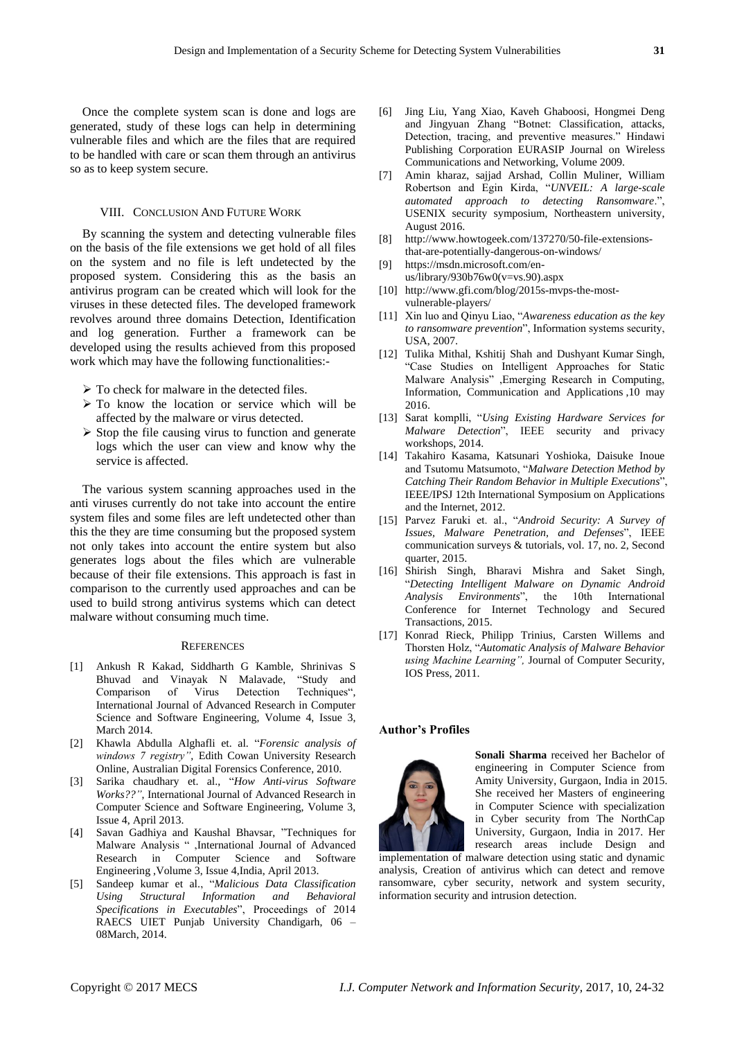Once the complete system scan is done and logs are generated, study of these logs can help in determining vulnerable files and which are the files that are required to be handled with care or scan them through an antivirus so as to keep system secure.

## VIII. Conclusion And Future Work

By scanning the system and detecting vulnerable files on the basis of the file extensions we get hold of all files on the system and no file is left undetected by the proposed system. Considering this as the basis an antivirus program can be created which will look for the viruses in these detected files. The developed framework revolves around three domains Detection, Identification and log generation. Further a framework can be developed using the results achieved from this proposed work which may have the following functionalities:-

- ➢ To check for malware in the detected files.
- ➢ To know the location or service which will be affected by the malware or virus detected.
- ➢ Stop the file causing virus to function and generate logs which the user can view and know why the service is affected.

The various system scanning approaches used in the anti viruses currently do not take into account the entire system files and some files are left undetected other than this the they are time consuming but the proposed system not only takes into account the entire system but also generates logs about the files which are vulnerable because of their file extensions. This approach is fast in comparison to the currently used approaches and can be used to build strong antivirus systems which can detect malware without consuming much time.

## References

[1] Ankush R Kakad, Siddharth G Kamble, Shrinivas S Bhuvad and Vinayak N Malavade, "Study and Comparison of Virus Detection Techniques", International Journal of Advanced Research in Computer Science and Software Engineering, Volume 4, Issue 3, March 2014.

[2] Khawla Abdulla Alghafli et. al. "*Forensic analysis of windows 7 registry"*, Edith Cowan University Research Online, Australian Digital Forensics Conference, 2010.

[3] Sarika chaudhary et. al., "*How Anti-virus Software Works??"*, International Journal of Advanced Research in Computer Science and Software Engineering, Volume 3, Issue 4, April 2013.

[4] Savan Gadhiya and Kaushal Bhavsar, "Techniques for Malware Analysis " ,International Journal of Advanced Research in Computer Science and Software Engineering ,Volume 3, Issue 4,India, April 2013.

[5] Sandeep kumar et al., "*Malicious Data Classification Using Structural Information and Behavioral Specifications in Executables*", Proceedings of 2014 RAECS UIET Punjab University Chandigarh, 06 – 08March, 2014.

[6] Jing Liu, Yang Xiao, Kaveh Ghaboosi, Hongmei Deng and Jingyuan Zhang "Botnet: Classification, attacks, Detection, tracing, and preventive measures." Hindawi Publishing Corporation EURASIP Journal on Wireless Communications and Networking, Volume 2009.

[7] Amin kharaz, sajjad Arshad, Collin Muliner, William Robertson and Egin Kirda, "*UNVEIL: A large-scale automated approach to detecting Ransomware*.", USENIX security symposium, Northeastern university, August 2016.

[8] http://www.howtogeek.com/137270/50-file-extensions-that-are-potentially-dangerous-on-windows/

[9] https://msdn.microsoft.com/en-us/library/930b76w0(v=vs.90).aspx

[10] http://www.gfi.com/blog/2015s-mvps-the-most-vulnerable-players/

[11] Xin luo and Qinyu Liao, "*Awareness education as the key to ransomware prevention*", Information systems security, USA, 2007.

[12] Tulika Mithal, Kshitij Shah and Dushyant Kumar Singh, "Case Studies on Intelligent Approaches for Static Malware Analysis" ,Emerging Research in Computing, Information, Communication and Applications ,10 may 2016.

[13] Sarat komplli, "*Using Existing Hardware Services for Malware Detection*", IEEE security and privacy workshops, 2014.

[14] Takahiro Kasama, Katsunari Yoshioka, Daisuke Inoue and Tsutomu Matsumoto, "*Malware Detection Method by Catching Their Random Behavior in Multiple Executions*", IEEE/IPSJ 12th International Symposium on Applications and the Internet, 2012.

[15] Parvez Faruki et. al., "*Android Security: A Survey of Issues, Malware Penetration, and Defenses*", IEEE communication surveys & tutorials, vol. 17, no. 2, Second quarter, 2015.

[16] Shirish Singh, Bharavi Mishra and Saket Singh, "*Detecting Intelligent Malware on Dynamic Android Analysis Environments*", the 10th International Conference for Internet Technology and Secured Transactions, 2015.

[17] Konrad Rieck, Philipp Trinius, Carsten Willems and Thorsten Holz, "*Automatic Analysis of Malware Behavior using Machine Learning",* Journal of Computer Security, IOS Press, 2011.

## Author's Profiles

**Sonali Sharma** received her Bachelor of engineering in Computer Science from Amity University, Gurgaon, India in 2015. She received her Masters of engineering in Computer Science with specialization in Cyber security from The NorthCap University, Gurgaon, India in 2017. Her research areas include Design and implementation of malware detection using static and dynamic analysis, Creation of antivirus which can detect and remove ransomware, cyber security, network and system security, information security and intrusion detection.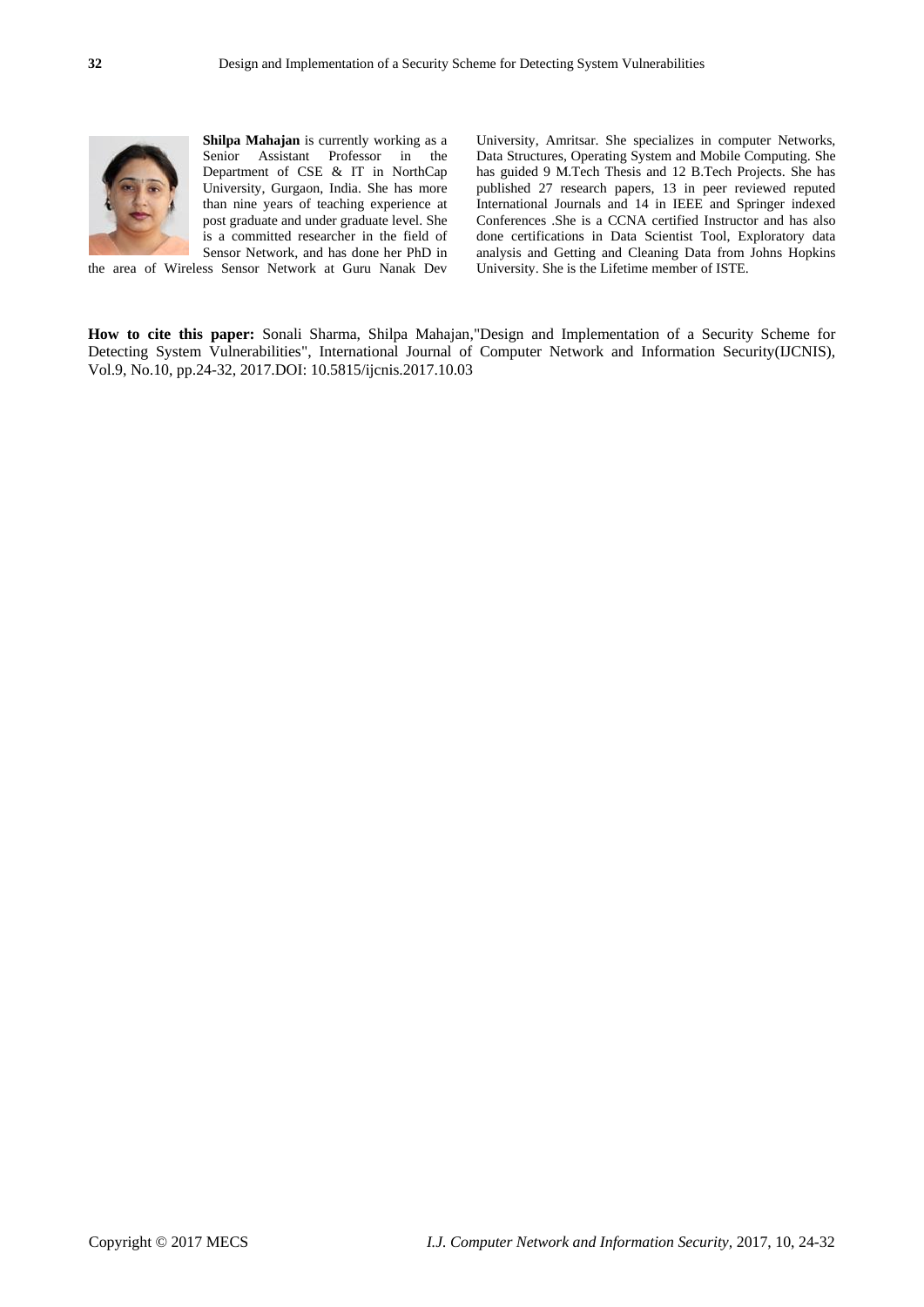**Shilpa Mahajan** is currently working as a Senior Assistant Professor in the Department of CSE & IT in NorthCap University, Gurgaon, India. She has more than nine years of teaching experience at post graduate and under graduate level. She is a committed researcher in the field of Sensor Network, and has done her PhD in the area of Wireless Sensor Network at Guru Nanak Dev University, Amritsar. She specializes in computer Networks, Data Structures, Operating System and Mobile Computing. She has guided 9 M.Tech Thesis and 12 B.Tech Projects. She has published 27 research papers, 13 in peer reviewed reputed International Journals and 14 in IEEE and Springer indexed Conferences .She is a CCNA certified Instructor and has also done certifications in Data Scientist Tool, Exploratory data analysis and Getting and Cleaning Data from Johns Hopkins University. She is the Lifetime member of ISTE.

**How to cite this paper:** Sonali Sharma, Shilpa Mahajan,"Design and Implementation of a Security Scheme for Detecting System Vulnerabilities", International Journal of Computer Network and Information Security(IJCNIS), Vol.9, No.10, pp.24-32, 2017.DOI: 10.5815/ijcnis.2017.10.03